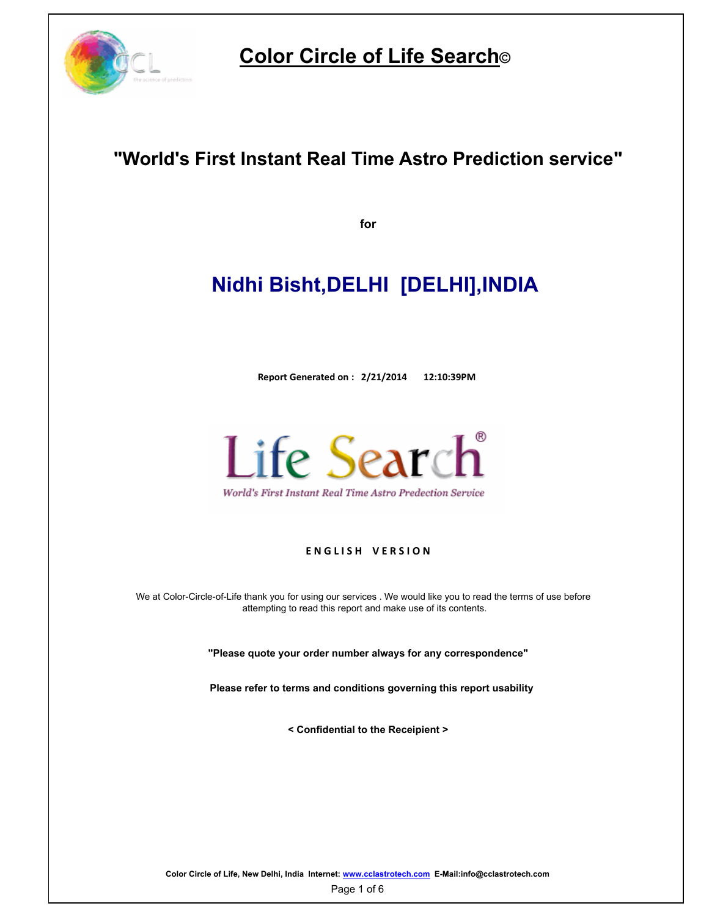# Color Circle of Life Search©

## "World's First Instant Real Time Astro Prediction service"

**for**

## Nidhi Bisht,DELHI [DELHI],INDIA

**Report Generated on : 2/21/2014 12:10:39PM**

Life Search®

*World's First Instant Real Time Astro Predection Service*

**ENGLISH VERSION**

We at Color-Circle-of-Life thank you for using our services . We would like you to read the terms of use before attempting to read this report and make use of its contents.

**"Please quote your order number always for any correspondence"**

**Please refer to terms and conditions governing this report usability**

**< Confidential to the Receipient >**

**Color Circle of Life, New Delhi, India Internet: www.cclastrotech.com E-Mail:info@cclastrotech.com**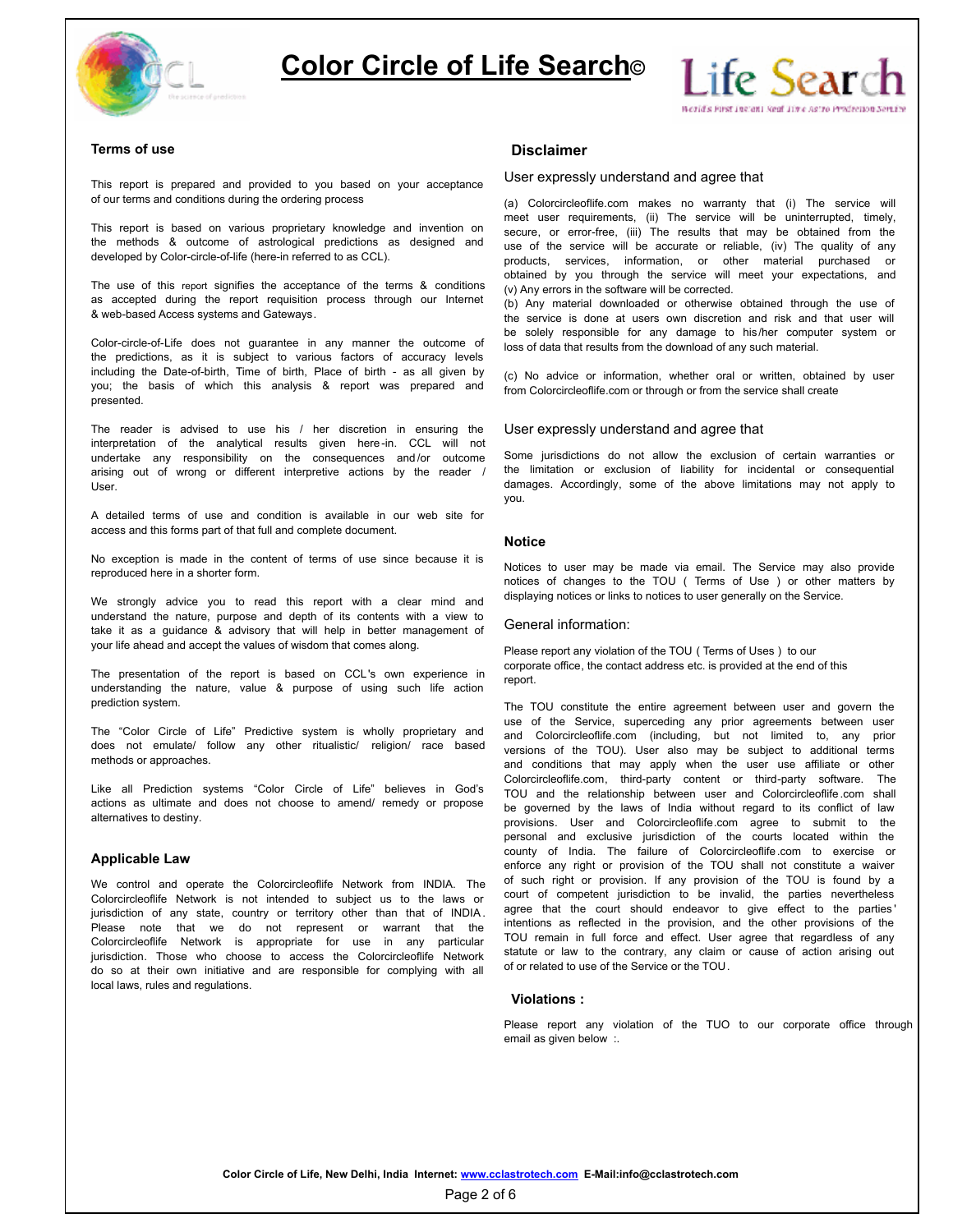## Terms of use

This report is prepared and provided to you based on your acceptance of our terms and conditions during the ordering process

This report is based on various proprietary knowledge and invention on the methods & outcome of astrological predictions as designed and developed by Color-circle-of-life (here-in referred to as CCL).

The use of this report signifies the acceptance of the terms & conditions as accepted during the report requisition process through our Internet & web-based Access systems and Gateways.

Color-circle-of-Life does not guarantee in any manner the outcome of the predictions, as it is subject to various factors of accuracy levels including the Date-of-birth, Time of birth, Place of birth - as all given by you; the basis of which this analysis & report was prepared and presented.

The reader is advised to use his / her discretion in ensuring the interpretation of the analytical results given here-in. CCL will not undertake any responsibility on the consequences and/or outcome arising out of wrong or different interpretive actions by the reader / User.

A detailed terms of use and condition is available in our web site for access and this forms part of that full and complete document.

No exception is made in the content of terms of use since because it is reproduced here in a shorter form.

We strongly advice you to read this report with a clear mind and understand the nature, purpose and depth of its contents with a view to take it as a guidance & advisory that will help in better management of your life ahead and accept the values of wisdom that comes along.

The presentation of the report is based on CCL's own experience in understanding the nature, value & purpose of using such life action prediction system.

The "Color Circle of Life" Predictive system is wholly proprietary and does not emulate/ follow any other ritualistic/ religion/ race based methods or approaches.

Like all Prediction systems "Color Circle of Life" believes in God's actions as ultimate and does not choose to amend/ remedy or propose alternatives to destiny.

## Applicable Law

We control and operate the Colorcircleoflife Network from INDIA. The Colorcircleoflife Network is not intended to subject us to the laws or jurisdiction of any state, country or territory other than that of INDIA. Please note that we do not represent or warrant that the Colorcircleoflife Network is appropriate for use in any particular jurisdiction. Those who choose to access the Colorcircleoflife Network do so at their own initiative and are responsible for complying with all local laws, rules and regulations.

## Disclaimer

User expressly understand and agree that

(a) Colorcircleoflife.com makes no warranty that (i) The service will meet user requirements, (ii) The service will be uninterrupted, timely, secure, or error-free, (iii) The results that may be obtained from the use of the service will be accurate or reliable, (iv) The quality of any products, services, information, or other material purchased or obtained by you through the service will meet your expectations, and (v) Any errors in the software will be corrected.
(b) Any material downloaded or otherwise obtained through the use of the service is done at users own discretion and risk and that user will be solely responsible for any damage to his/her computer system or loss of data that results from the download of any such material.

(c) No advice or information, whether oral or written, obtained by user from Colorcircleoflife.com or through or from the service shall create

User expressly understand and agree that

Some jurisdictions do not allow the exclusion of certain warranties or the limitation or exclusion of liability for incidental or consequential damages. Accordingly, some of the above limitations may not apply to you.

## Notice

Notices to user may be made via email. The Service may also provide notices of changes to the TOU ( Terms of Use ) or other matters by displaying notices or links to notices to user generally on the Service.

General information:

Please report any violation of the TOU ( Terms of Uses ) to our corporate office, the contact address etc. is provided at the end of this report.

The TOU constitute the entire agreement between user and govern the use of the Service, superceding any prior agreements between user and Colorcircleoflife.com (including, but not limited to, any prior versions of the TOU). User also may be subject to additional terms and conditions that may apply when the user use affiliate or other Colorcircleoflife.com, third-party content or third-party software. The TOU and the relationship between user and Colorcircleoflife.com shall be governed by the laws of India without regard to its conflict of law provisions. User and Colorcircleoflife.com agree to submit to the personal and exclusive jurisdiction of the courts located within the county of India. The failure of Colorcircleoflife.com to exercise or enforce any right or provision of the TOU shall not constitute a waiver of such right or provision. If any provision of the TOU is found by a court of competent jurisdiction to be invalid, the parties nevertheless agree that the court should endeavor to give effect to the parties' intentions as reflected in the provision, and the other provisions of the TOU remain in full force and effect. User agree that regardless of any statute or law to the contrary, any claim or cause of action arising out of or related to use of the Service or the TOU.

## Violations :

Please report any violation of the TUO to our corporate office through email as given below :.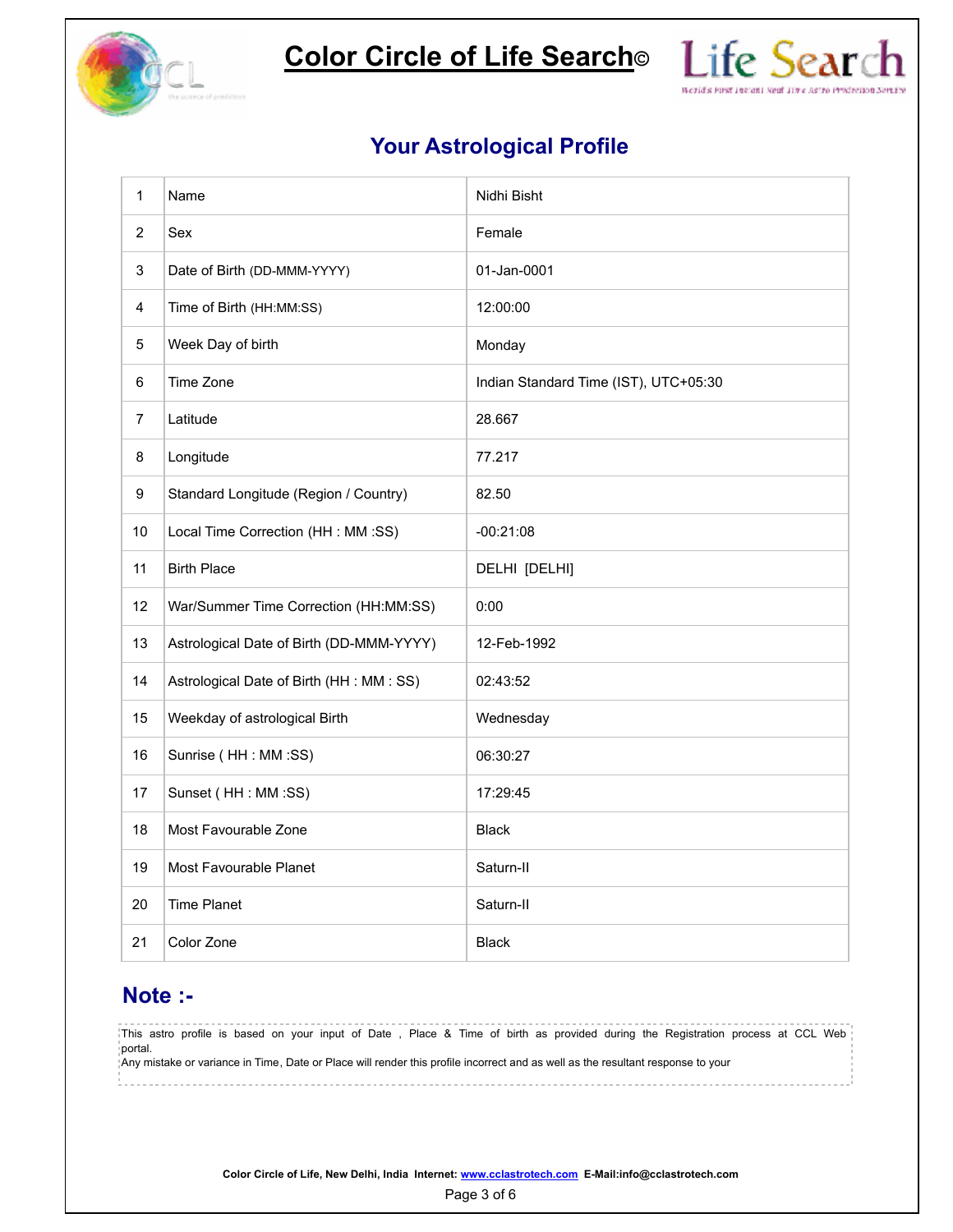# Color Circle of Life Search©

Life Search

World's First Instant Real Time Astro Prediction Service

## Your Astrological Profile

| | | |
|---|---|---|
| 1 | Name | Nidhi Bisht |
| 2 | Sex | Female |
| 3 | Date of Birth (DD-MMM-YYYY) | 01-Jan-0001 |
| 4 | Time of Birth (HH:MM:SS) | 12:00:00 |
| 5 | Week Day of birth | Monday |
| 6 | Time Zone | Indian Standard Time (IST), UTC+05:30 |
| 7 | Latitude | 28.667 |
| 8 | Longitude | 77.217 |
| 9 | Standard Longitude (Region / Country) | 82.50 |
| 10 | Local Time Correction (HH : MM :SS) | -00:21:08 |
| 11 | Birth Place | DELHI [DELHI] |
| 12 | War/Summer Time Correction (HH:MM:SS) | 0:00 |
| 13 | Astrological Date of Birth (DD-MMM-YYYY) | 12-Feb-1992 |
| 14 | Astrological Date of Birth (HH : MM : SS) | 02:43:52 |
| 15 | Weekday of astrological Birth | Wednesday |
| 16 | Sunrise ( HH : MM :SS) | 06:30:27 |
| 17 | Sunset ( HH : MM :SS) | 17:29:45 |
| 18 | Most Favourable Zone | Black |
| 19 | Most Favourable Planet | Saturn-II |
| 20 | Time Planet | Saturn-II |
| 21 | Color Zone | Black |

## Note :-

This astro profile is based on your input of Date , Place & Time of birth as provided during the Registration process at CCL Web portal.
Any mistake or variance in Time, Date or Place will render this profile incorrect and as well as the resultant response to your

**Color Circle of Life, New Delhi, India Internet: www.cclastrotech.com E-Mail:info@cclastrotech.com**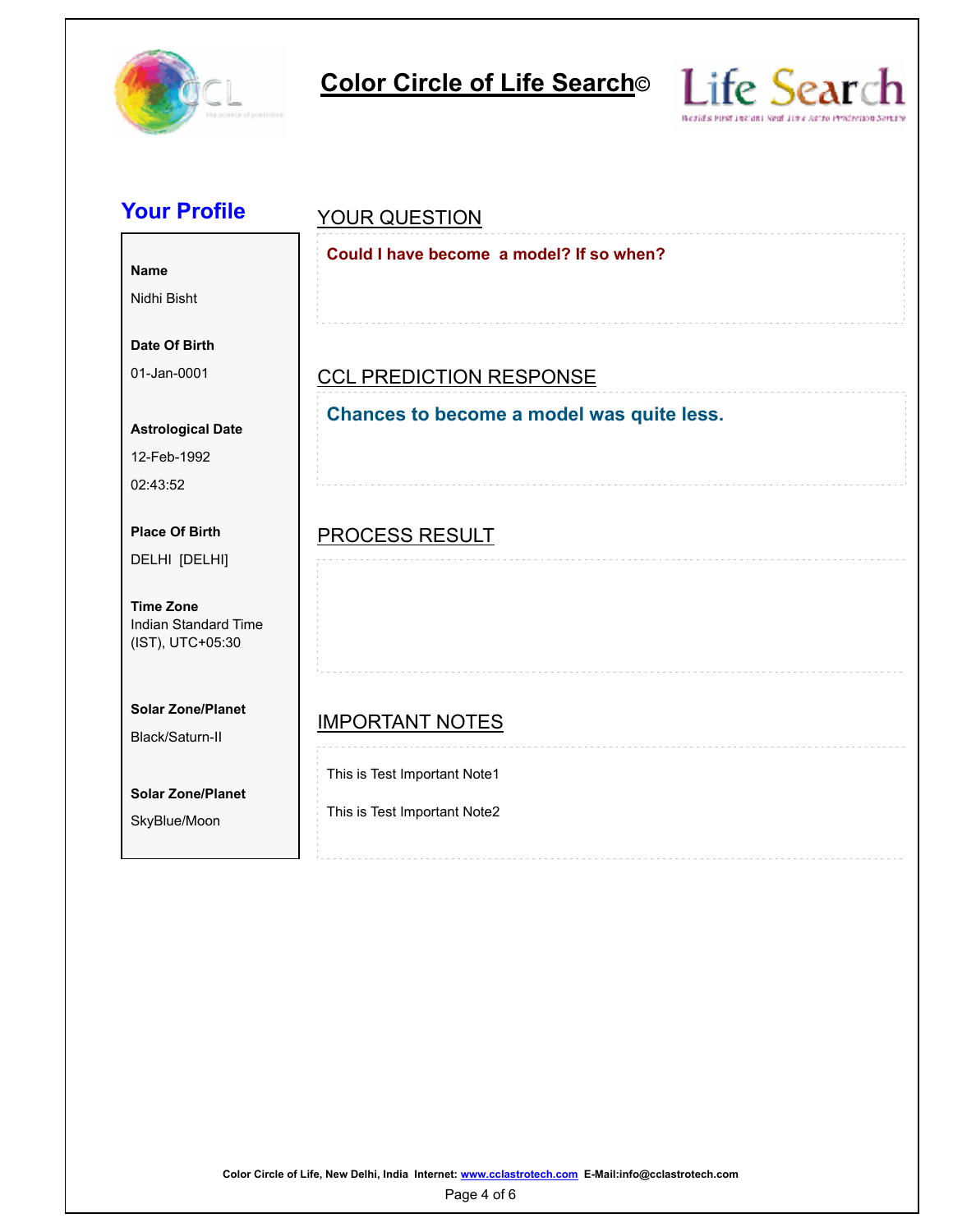# Color Circle of Life Search©

Life Search

World's First Instant Real Time Astro Prediction Service

## Your Profile

**Name**

Nidhi Bisht

**Date Of Birth**

01-Jan-0001

**Astrological Date**

12-Feb-1992

02:43:52

**Place Of Birth**

DELHI [DELHI]

**Time Zone**

Indian Standard Time (IST), UTC+05:30

**Solar Zone/Planet**

Black/Saturn-II

**Solar Zone/Planet**

SkyBlue/Moon

## YOUR QUESTION

**Could I have become a model? If so when?**

## CCL PREDICTION RESPONSE

**Chances to become a model was quite less.**

## PROCESS RESULT

## IMPORTANT NOTES

This is Test Important Note1

This is Test Important Note2

Color Circle of Life, New Delhi, India Internet: www.cclastrotech.com E-Mail:info@cclastrotech.com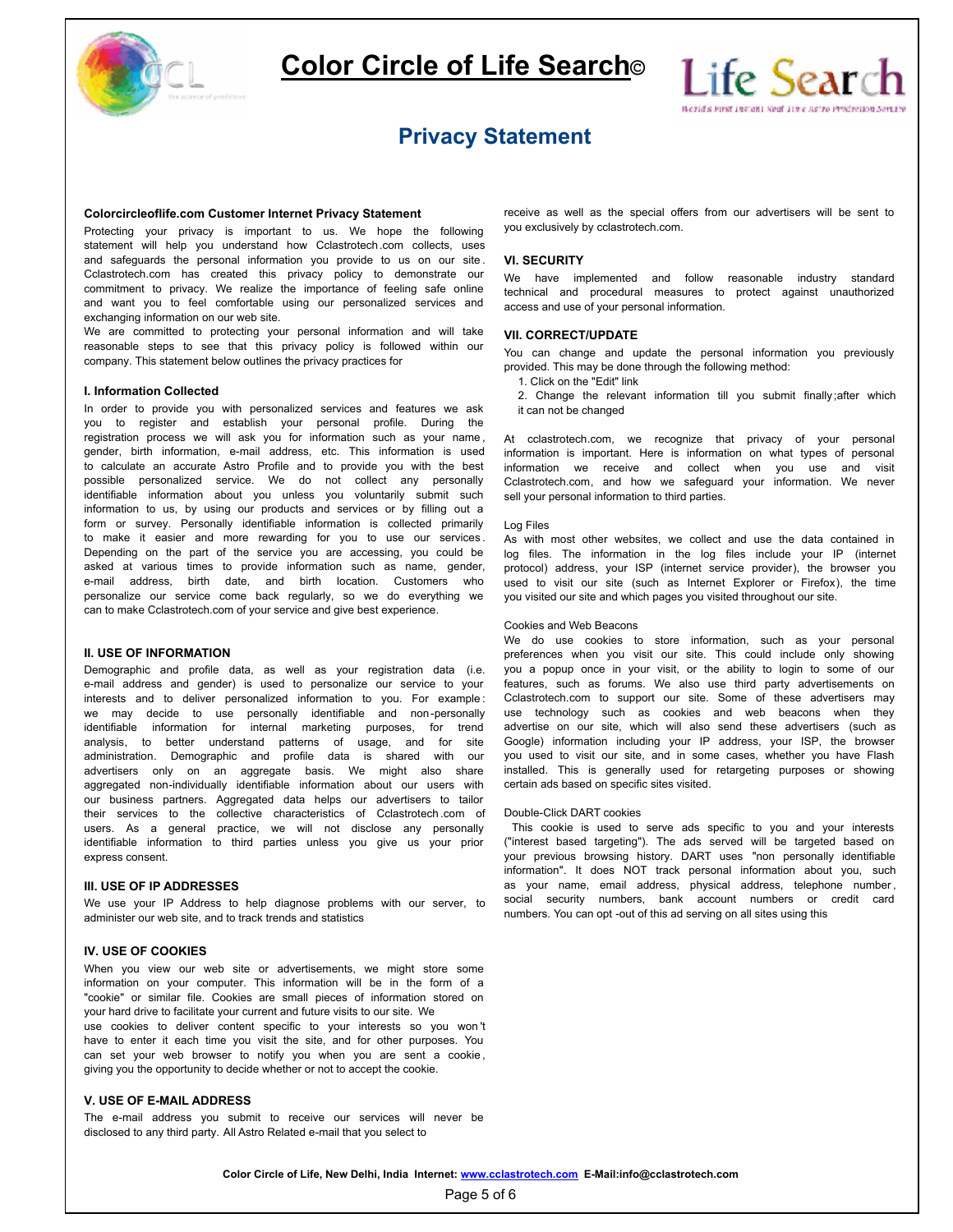# Color Circle of Life Search©

## Privacy Statement

**Colorcircleoflife.com Customer Internet Privacy Statement**

Protecting your privacy is important to us. We hope the following statement will help you understand how Cclastrotech.com collects, uses and safeguards the personal information you provide to us on our site. Cclastrotech.com has created this privacy policy to demonstrate our commitment to privacy. We realize the importance of feeling safe online and want you to feel comfortable using our personalized services and exchanging information on our web site.

We are committed to protecting your personal information and will take reasonable steps to see that this privacy policy is followed within our company. This statement below outlines the privacy practices for

**I. Information Collected**

In order to provide you with personalized services and features we ask you to register and establish your personal profile. During the registration process we will ask you for information such as your name, gender, birth information, e-mail address, etc. This information is used to calculate an accurate Astro Profile and to provide you with the best possible personalized service. We do not collect any personally identifiable information about you unless you voluntarily submit such information to us, by using our products and services or by filling out a form or survey. Personally identifiable information is collected primarily to make it easier and more rewarding for you to use our services. Depending on the part of the service you are accessing, you could be asked at various times to provide information such as name, gender, e-mail address, birth date, and birth location. Customers who personalize our service come back regularly, so we do everything we can to make Cclastrotech.com of your service and give best experience.

**II. USE OF INFORMATION**

Demographic and profile data, as well as your registration data (i.e. e-mail address and gender) is used to personalize our service to your interests and to deliver personalized information to you. For example: we may decide to use personally identifiable and non-personally identifiable information for internal marketing purposes, for trend analysis, to better understand patterns of usage, and for site administration. Demographic and profile data is shared with our advertisers only on an aggregate basis. We might also share aggregated non-individually identifiable information about our users with our business partners. Aggregated data helps our advertisers to tailor their services to the collective characteristics of Cclastrotech.com of users. As a general practice, we will not disclose any personally identifiable information to third parties unless you give us your prior express consent.

**III. USE OF IP ADDRESSES**

We use your IP Address to help diagnose problems with our server, to administer our web site, and to track trends and statistics

**IV. USE OF COOKIES**

When you view our web site or advertisements, we might store some information on your computer. This information will be in the form of a "cookie" or similar file. Cookies are small pieces of information stored on your hard drive to facilitate your current and future visits to our site. We use cookies to deliver content specific to your interests so you won't have to enter it each time you visit the site, and for other purposes. You can set your web browser to notify you when you are sent a cookie, giving you the opportunity to decide whether or not to accept the cookie.

**V. USE OF E-MAIL ADDRESS**

The e-mail address you submit to receive our services will never be disclosed to any third party. All Astro Related e-mail that you select to receive as well as the special offers from our advertisers will be sent to you exclusively by cclastrotech.com.

**VI. SECURITY**

We have implemented and follow reasonable industry standard technical and procedural measures to protect against unauthorized access and use of your personal information.

**VII. CORRECT/UPDATE**

You can change and update the personal information you previously provided. This may be done through the following method:

1. Click on the "Edit" link
2. Change the relevant information till you submit finally;after which it can not be changed

At cclastrotech.com, we recognize that privacy of your personal information is important. Here is information on what types of personal information we receive and collect when you use and visit Cclastrotech.com, and how we safeguard your information. We never sell your personal information to third parties.

Log Files

As with most other websites, we collect and use the data contained in log files. The information in the log files include your IP (internet protocol) address, your ISP (internet service provider), the browser you used to visit our site (such as Internet Explorer or Firefox), the time you visited our site and which pages you visited throughout our site.

Cookies and Web Beacons

We do use cookies to store information, such as your personal preferences when you visit our site. This could include only showing you a popup once in your visit, or the ability to login to some of our features, such as forums. We also use third party advertisements on Cclastrotech.com to support our site. Some of these advertisers may use technology such as cookies and web beacons when they advertise on our site, which will also send these advertisers (such as Google) information including your IP address, your ISP, the browser you used to visit our site, and in some cases, whether you have Flash installed. This is generally used for retargeting purposes or showing certain ads based on specific sites visited.

Double-Click DART cookies

This cookie is used to serve ads specific to you and your interests ("interest based targeting"). The ads served will be targeted based on your previous browsing history. DART uses "non personally identifiable information". It does NOT track personal information about you, such as your name, email address, physical address, telephone number, social security numbers, bank account numbers or credit card numbers. You can opt -out of this ad serving on all sites using this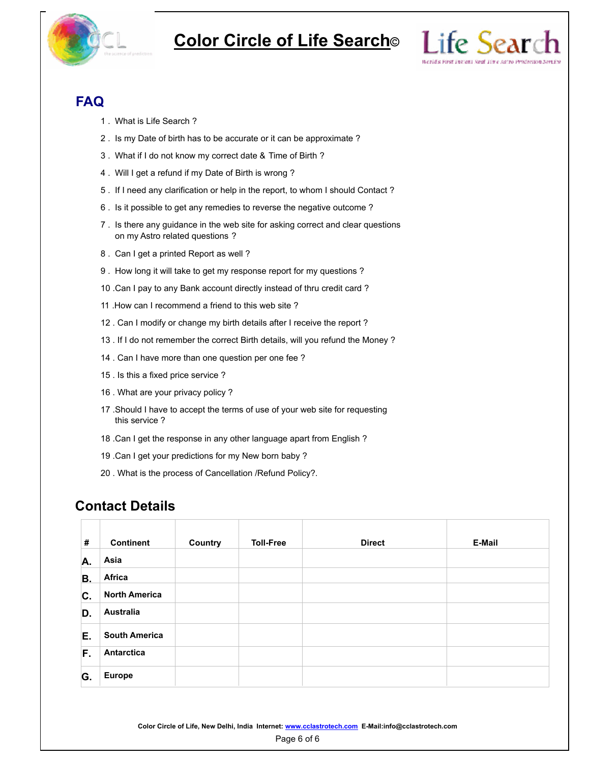## FAQ

1 . What is Life Search ?

2 . Is my Date of birth has to be accurate or it can be approximate ?

3 . What if I do not know my correct date & Time of Birth ?

4 . Will I get a refund if my Date of Birth is wrong ?

5 . If I need any clarification or help in the report, to whom I should Contact ?

6 . Is it possible to get any remedies to reverse the negative outcome ?

7 . Is there any guidance in the web site for asking correct and clear questions on my Astro related questions ?

8 . Can I get a printed Report as well ?

9 . How long it will take to get my response report for my questions ?

10 .Can I pay to any Bank account directly instead of thru credit card ?

11 .How can I recommend a friend to this web site ?

12 . Can I modify or change my birth details after I receive the report ?

13 . If I do not remember the correct Birth details, will you refund the Money ?

14 . Can I have more than one question per one fee ?

15 . Is this a fixed price service ?

16 . What are your privacy policy ?

17 .Should I have to accept the terms of use of your web site for requesting this service ?

18 .Can I get the response in any other language apart from English ?

19 .Can I get your predictions for my New born baby ?

20 . What is the process of Cancellation /Refund Policy?.

## Contact Details

| # | Continent | Country | Toll-Free | Direct | E-Mail |
|---|---|---|---|---|---|
| A. | Asia | | | | |
| B. | Africa | | | | |
| C. | North America | | | | |
| D. | Australia | | | | |
| E. | South America | | | | |
| F. | Antarctica | | | | |
| G. | Europe | | | | |

Color Circle of Life, New Delhi, India Internet: www.cclastrotech.com E-Mail:info@cclastrotech.com